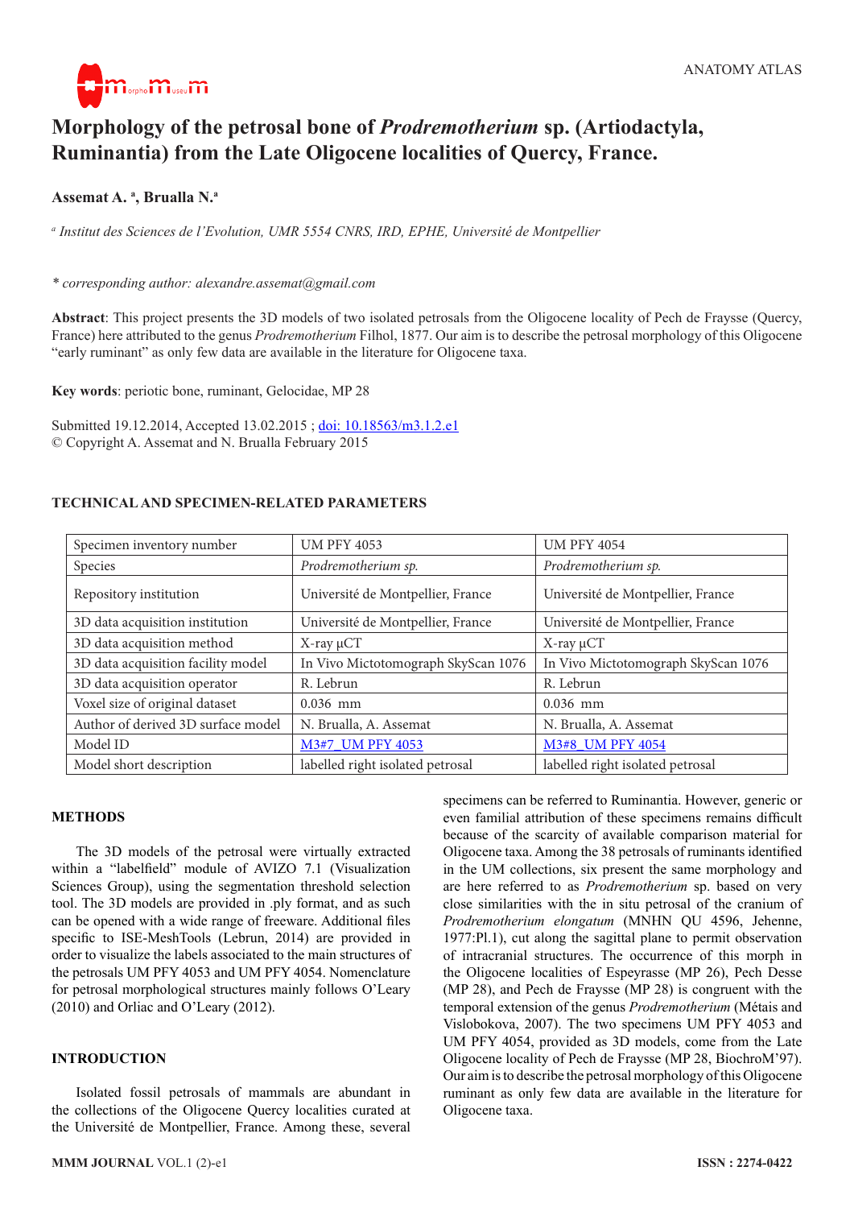ANATOMY ATLAS

# Morphology of the petrosal bone of *Prodremotherium* sp. (Artiodactyla, Ruminantia) from the Late Oligocene localities of Quercy, France.

**Assemat A.** [a]**, Brualla N.**[a]

[a] *Institut des Sciences de l'Evolution, UMR 5554 CNRS, IRD, EPHE, Université de Montpellier*

*\* corresponding author: alexandre.assemat@gmail.com*

**Abstract**: This project presents the 3D models of two isolated petrosals from the Oligocene locality of Pech de Fraysse (Quercy, France) here attributed to the genus *Prodremotherium* Filhol, 1877. Our aim is to describe the petrosal morphology of this Oligocene "early ruminant" as only few data are available in the literature for Oligocene taxa.

**Key words**: periotic bone, ruminant, Gelocidae, MP 28

Submitted 19.12.2014, Accepted 13.02.2015 ; doi: 10.18563/m3.1.2.e1
© Copyright A. Assemat and N. Brualla February 2015

## TECHNICAL AND SPECIMEN-RELATED PARAMETERS

| Specimen inventory number | UM PFY 4053 | UM PFY 4054 |
|---|---|---|
| Species | *Prodremotherium sp.* | *Prodremotherium sp.* |
| Repository institution | Université de Montpellier, France | Université de Montpellier, France |
| 3D data acquisition institution | Université de Montpellier, France | Université de Montpellier, France |
| 3D data acquisition method | X-ray µCT | X-ray µCT |
| 3D data acquisition facility model | In Vivo Mictotomograph SkyScan 1076 | In Vivo Mictotomograph SkyScan 1076 |
| 3D data acquisition operator | R. Lebrun | R. Lebrun |
| Voxel size of original dataset | 0.036 mm | 0.036 mm |
| Author of derived 3D surface model | N. Brualla, A. Assemat | N. Brualla, A. Assemat |
| Model ID | M3#7_UM PFY 4053 | M3#8_UM PFY 4054 |
| Model short description | labelled right isolated petrosal | labelled right isolated petrosal |

## METHODS

The 3D models of the petrosal were virtually extracted within a "labelfield" module of AVIZO 7.1 (Visualization Sciences Group), using the segmentation threshold selection tool. The 3D models are provided in .ply format, and as such can be opened with a wide range of freeware. Additional files specific to ISE-MeshTools (Lebrun, 2014) are provided in order to visualize the labels associated to the main structures of the petrosals UM PFY 4053 and UM PFY 4054. Nomenclature for petrosal morphological structures mainly follows O'Leary (2010) and Orliac and O'Leary (2012).

## INTRODUCTION

Isolated fossil petrosals of mammals are abundant in the collections of the Oligocene Quercy localities curated at the Université de Montpellier, France. Among these, several specimens can be referred to Ruminantia. However, generic or even familial attribution of these specimens remains difficult because of the scarcity of available comparison material for Oligocene taxa. Among the 38 petrosals of ruminants identified in the UM collections, six present the same morphology and are here referred to as *Prodremotherium* sp. based on very close similarities with the in situ petrosal of the cranium of *Prodremotherium elongatum* (MNHN QU 4596, Jehenne, 1977:Pl.1), cut along the sagittal plane to permit observation of intracranial structures. The occurrence of this morph in the Oligocene localities of Espeyrasse (MP 26), Pech Desse (MP 28), and Pech de Fraysse (MP 28) is congruent with the temporal extension of the genus *Prodremotherium* (Métais and Vislobokova, 2007). The two specimens UM PFY 4053 and UM PFY 4054, provided as 3D models, come from the Late Oligocene locality of Pech de Fraysse (MP 28, BiochroM'97). Our aim is to describe the petrosal morphology of this Oligocene ruminant as only few data are available in the literature for Oligocene taxa.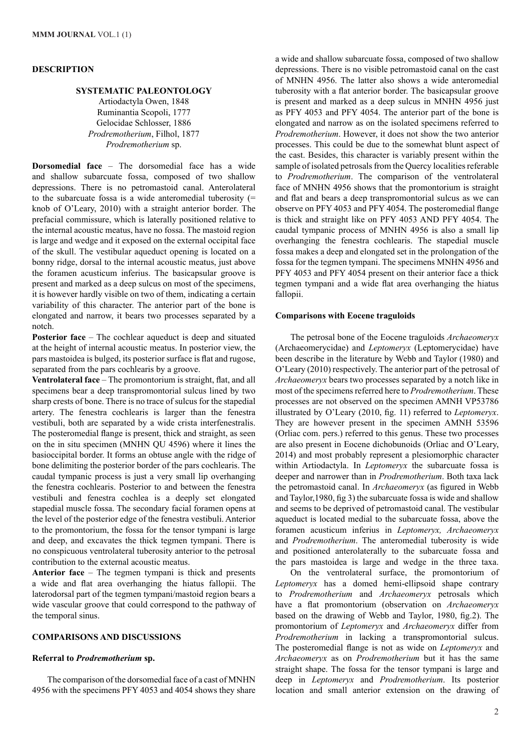## DESCRIPTION

### SYSTEMATIC PALEONTOLOGY

Artiodactyla Owen, 1848
Ruminantia Scopoli, 1777
Gelocidae Schlosser, 1886
*Prodremotherium*, Filhol, 1877
*Prodremotherium* sp.

**Dorsomedial face** – The dorsomedial face has a wide and shallow subarcuate fossa, composed of two shallow depressions. There is no petromastoid canal. Anterolateral to the subarcuate fossa is a wide anteromedial tuberosity (= knob of O'Leary, 2010) with a straight anterior border. The prefacial commissure, which is laterally positioned relative to the internal acoustic meatus, have no fossa. The mastoid region is large and wedge and it exposed on the external occipital face of the skull. The vestibular aqueduct opening is located on a bonny ridge, dorsal to the internal acoustic meatus, just above the foramen acusticum inferius. The basicapsular groove is present and marked as a deep sulcus on most of the specimens, it is however hardly visible on two of them, indicating a certain variability of this character. The anterior part of the bone is elongated and narrow, it bears two processes separated by a notch.

**Posterior face** – The cochlear aqueduct is deep and situated at the height of internal acoustic meatus. In posterior view, the pars mastoidea is bulged, its posterior surface is flat and rugose, separated from the pars cochlearis by a groove.

**Ventrolateral face** – The promontorium is straight, flat, and all specimens bear a deep transpromontorial sulcus lined by two sharp crests of bone. There is no trace of sulcus for the stapedial artery. The fenestra cochlearis is larger than the fenestra vestibuli, both are separated by a wide crista interfenestralis. The posteromedial flange is present, thick and straight, as seen on the in situ specimen (MNHN QU 4596) where it lines the basioccipital border. It forms an obtuse angle with the ridge of bone delimiting the posterior border of the pars cochlearis. The caudal tympanic process is just a very small lip overhanging the fenestra cochlearis. Posterior to and between the fenestra vestibuli and fenestra cochlea is a deeply set elongated stapedial muscle fossa. The secondary facial foramen opens at the level of the posterior edge of the fenestra vestibuli. Anterior to the promontorium, the fossa for the tensor tympani is large and deep, and excavates the thick tegmen tympani. There is no conspicuous ventrolateral tuberosity anterior to the petrosal contribution to the external acoustic meatus.

**Anterior face** – The tegmen tympani is thick and presents a wide and flat area overhanging the hiatus fallopii. The laterodorsal part of the tegmen tympani/mastoid region bears a wide vascular groove that could correspond to the pathway of the temporal sinus.

## COMPARISONS AND DISCUSSIONS

### Referral to *Prodremotherium* sp.

The comparison of the dorsomedial face of a cast of MNHN 4956 with the specimens PFY 4053 and 4054 shows they share a wide and shallow subarcuate fossa, composed of two shallow depressions. There is no visible petromastoid canal on the cast of MNHN 4956. The latter also shows a wide anteromedial tuberosity with a flat anterior border. The basicapsular groove is present and marked as a deep sulcus in MNHN 4956 just as PFY 4053 and PFY 4054. The anterior part of the bone is elongated and narrow as on the isolated specimens referred to *Prodremotherium*. However, it does not show the two anterior processes. This could be due to the somewhat blunt aspect of the cast. Besides, this character is variably present within the sample of isolated petrosals from the Quercy localities referable to *Prodremotherium*. The comparison of the ventrolateral face of MNHN 4956 shows that the promontorium is straight and flat and bears a deep transpromontorial sulcus as we can observe on PFY 4053 and PFY 4054. The posteromedial flange is thick and straight like on PFY 4053 AND PFY 4054. The caudal tympanic process of MNHN 4956 is also a small lip overhanging the fenestra cochlearis. The stapedial muscle fossa makes a deep and elongated set in the prolongation of the fossa for the tegmen tympani. The specimens MNHN 4956 and PFY 4053 and PFY 4054 present on their anterior face a thick tegmen tympani and a wide flat area overhanging the hiatus fallopii.

### Comparisons with Eocene traguloids

The petrosal bone of the Eocene traguloids *Archaeomeryx* (Archaeomerycidae) and *Leptomeryx* (Leptomerycidae) have been describe in the literature by Webb and Taylor (1980) and O'Leary (2010) respectively. The anterior part of the petrosal of *Archaeomeryx* bears two processes separated by a notch like in most of the specimens referred here to *Prodremotherium*. These processes are not observed on the specimen AMNH VP53786 illustrated by O'Leary (2010, fig. 11) referred to *Leptomeryx*. They are however present in the specimen AMNH 53596 (Orliac com. pers.) referred to this genus. These two processes are also present in Eocene dichobunoids (Orliac and O'Leary, 2014) and most probably represent a plesiomorphic character within Artiodactyla. In *Leptomeryx* the subarcuate fossa is deeper and narrower than in *Prodremotherium*. Both taxa lack the petromastoid canal. In *Archaeomeryx* (as figured in Webb and Taylor,1980, fig 3) the subarcuate fossa is wide and shallow and seems to be deprived of petromastoid canal. The vestibular aqueduct is located medial to the subarcuate fossa, above the foramen acusticum inferius in *Leptomeryx, Archaeomeryx* and *Prodremotherium*. The anteromedial tuberosity is wide and positioned anterolaterally to the subarcuate fossa and the pars mastoidea is large and wedge in the three taxa.

On the ventrolateral surface, the promontorium of *Leptomeryx* has a domed hemi-ellipsoid shape contrary to *Prodremotherium* and *Archaeomeryx* petrosals which have a flat promontorium (observation on *Archaeomeryx* based on the drawing of Webb and Taylor, 1980, fig.2). The promontorium of *Leptomeryx* and *Archaeomeryx* differ from *Prodremotherium* in lacking a transpromontorial sulcus. The posteromedial flange is not as wide on *Leptomeryx* and *Archaeomeryx* as on *Prodremotherium* but it has the same straight shape. The fossa for the tensor tympani is large and deep in *Leptomeryx* and *Prodremotherium*. Its posterior location and small anterior extension on the drawing of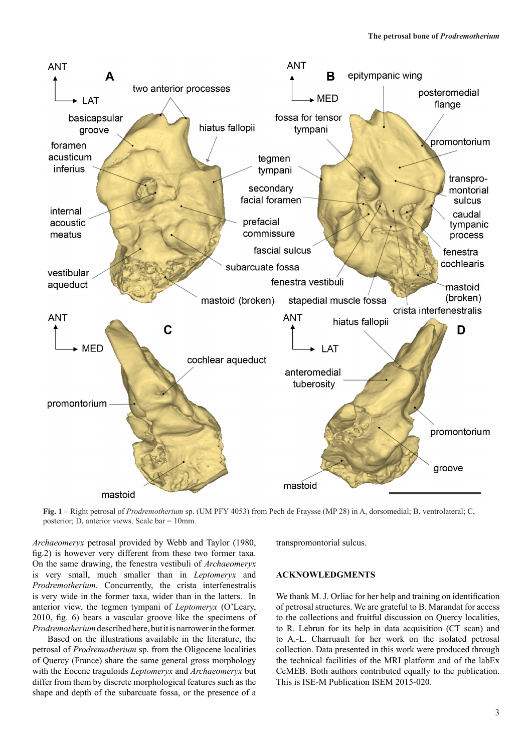**Fig. 1** – Right petrosal of *Prodremotherium* sp. (UM PFY 4053) from Pech de Fraysse (MP 28) in A, dorsomedial; B, ventrolateral; C, posterior; D, anterior views. Scale bar = 10mm.

*Archaeomeryx* petrosal provided by Webb and Taylor (1980, fig.2) is however very different from these two former taxa. On the same drawing, the fenestra vestibuli of *Archaeomeryx* is very small, much smaller than in *Leptomeryx* and *Prodremotherium.* Concurrently, the crista interfenestralis is very wide in the former taxa, wider than in the latters. In anterior view, the tegmen tympani of *Leptomeryx* (O'Leary, 2010, fig. 6) bears a vascular groove like the specimens of *Prodremotherium* described here, but it is narrower in the former.

Based on the illustrations available in the literature, the petrosal of *Prodremotherium* sp. from the Oligocene localities of Quercy (France) share the same general gross morphology with the Eocene traguloids *Leptomeryx* and *Archaeomeryx* but differ from them by discrete morphological features such as the shape and depth of the subarcuate fossa, or the presence of a transpromontorial sulcus.

## ACKNOWLEDGMENTS

We thank M. J. Orliac for her help and training on identification of petrosal structures. We are grateful to B. Marandat for access to the collections and fruitful discussion on Quercy localities, to R. Lebrun for its help in data acquisition (CT scan) and to A.-L. Charruault for her work on the isolated petrosal collection. Data presented in this work were produced through the technical facilities of the MRI platform and of the labEx CeMEB. Both authors contributed equally to the publication. This is ISE-M Publication ISEM 2015-020.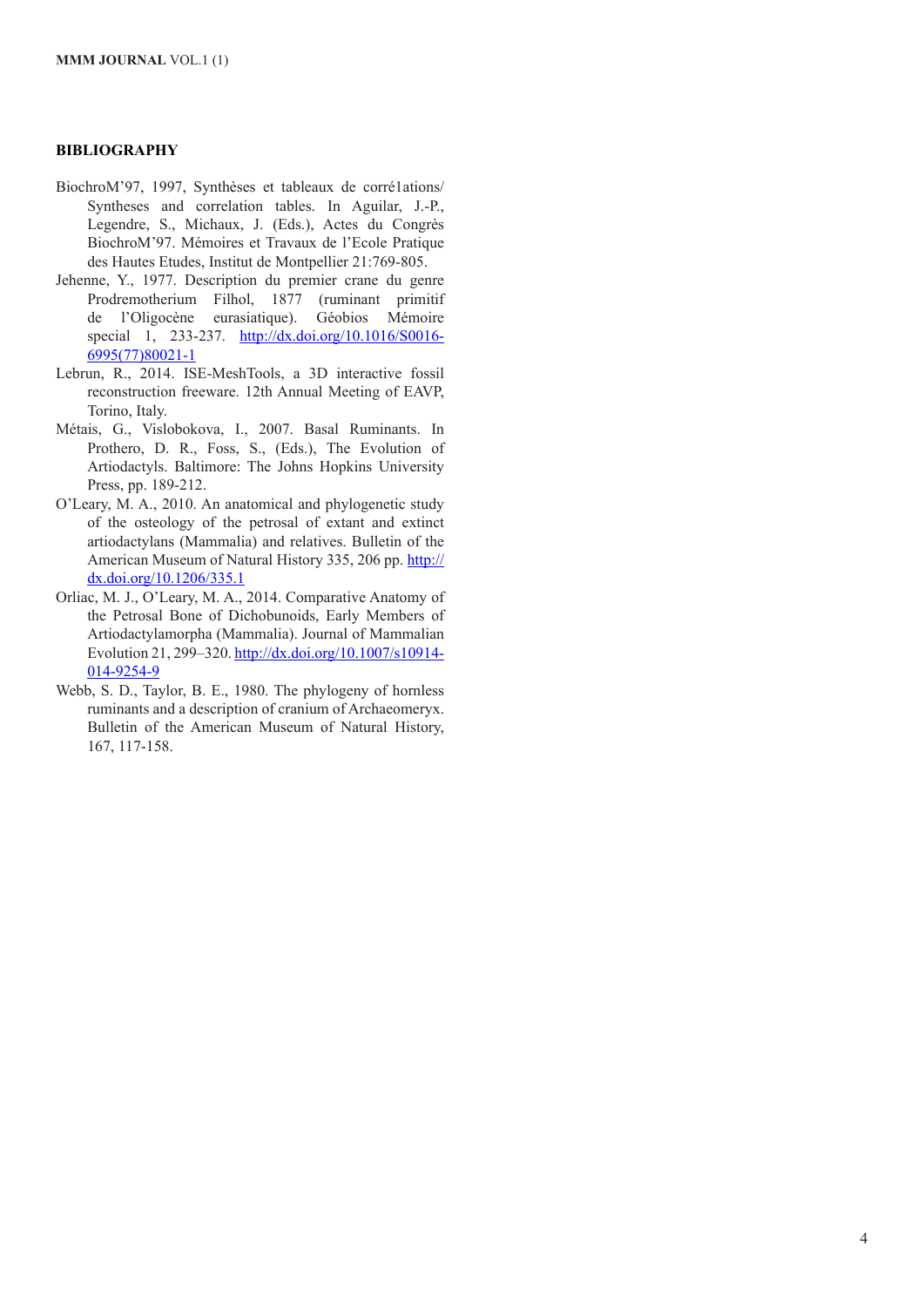## BIBLIOGRAPHY

BiochroM'97, 1997, Synthèses et tableaux de corré1ations/ Syntheses and correlation tables. In Aguilar, J.-P., Legendre, S., Michaux, J. (Eds.), Actes du Congrès BiochroM'97. Mémoires et Travaux de l'Ecole Pratique des Hautes Etudes, Institut de Montpellier 21:769-805.

Jehenne, Y., 1977. Description du premier crane du genre Prodremotherium Filhol, 1877 (ruminant primitif de l'Oligocène eurasiatique). Géobios Mémoire special 1, 233-237. http://dx.doi.org/10.1016/S0016-6995(77)80021-1

Lebrun, R., 2014. ISE-MeshTools, a 3D interactive fossil reconstruction freeware. 12th Annual Meeting of EAVP, Torino, Italy.

Métais, G., Vislobokova, I., 2007. Basal Ruminants. In Prothero, D. R., Foss, S., (Eds.), The Evolution of Artiodactyls. Baltimore: The Johns Hopkins University Press, pp. 189-212.

O'Leary, M. A., 2010. An anatomical and phylogenetic study of the osteology of the petrosal of extant and extinct artiodactylans (Mammalia) and relatives. Bulletin of the American Museum of Natural History 335, 206 pp. http://dx.doi.org/10.1206/335.1

Orliac, M. J., O'Leary, M. A., 2014. Comparative Anatomy of the Petrosal Bone of Dichobunoids, Early Members of Artiodactylamorpha (Mammalia). Journal of Mammalian Evolution 21, 299–320. http://dx.doi.org/10.1007/s10914-014-9254-9

Webb, S. D., Taylor, B. E., 1980. The phylogeny of hornless ruminants and a description of cranium of Archaeomeryx. Bulletin of the American Museum of Natural History, 167, 117-158.